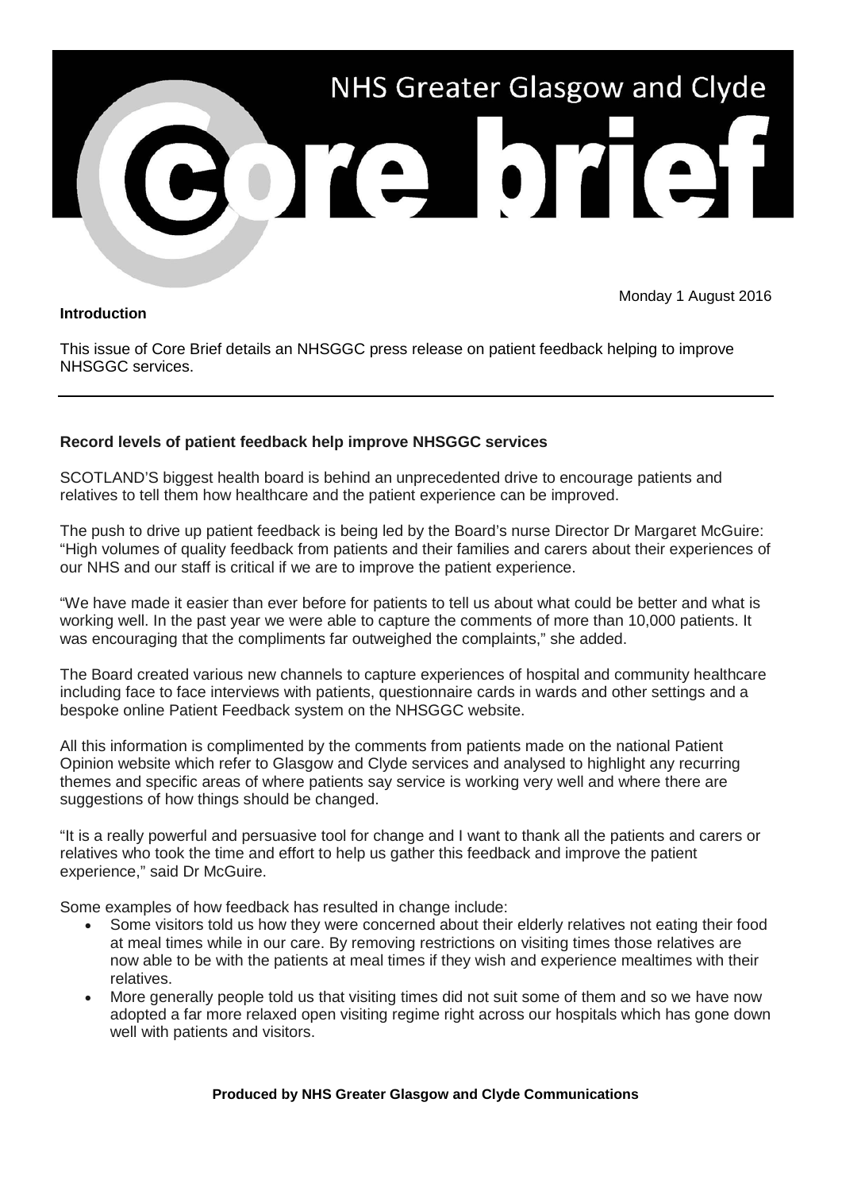# NHS Greater Glasgow and Clyde

# Core brief

Monday 1 August 2016

**Introduction**

This issue of Core Brief details an NHSGGC press release on patient feedback helping to improve NHSGGC services.

---

**Record levels of patient feedback help improve NHSGGC services**

SCOTLAND'S biggest health board is behind an unprecedented drive to encourage patients and relatives to tell them how healthcare and the patient experience can be improved.

The push to drive up patient feedback is being led by the Board's nurse Director Dr Margaret McGuire: "High volumes of quality feedback from patients and their families and carers about their experiences of our NHS and our staff is critical if we are to improve the patient experience.

"We have made it easier than ever before for patients to tell us about what could be better and what is working well. In the past year we were able to capture the comments of more than 10,000 patients. It was encouraging that the compliments far outweighed the complaints," she added.

The Board created various new channels to capture experiences of hospital and community healthcare including face to face interviews with patients, questionnaire cards in wards and other settings and a bespoke online Patient Feedback system on the NHSGGC website.

All this information is complimented by the comments from patients made on the national Patient Opinion website which refer to Glasgow and Clyde services and analysed to highlight any recurring themes and specific areas of where patients say service is working very well and where there are suggestions of how things should be changed.

"It is a really powerful and persuasive tool for change and I want to thank all the patients and carers or relatives who took the time and effort to help us gather this feedback and improve the patient experience," said Dr McGuire.

Some examples of how feedback has resulted in change include:

- Some visitors told us how they were concerned about their elderly relatives not eating their food at meal times while in our care. By removing restrictions on visiting times those relatives are now able to be with the patients at meal times if they wish and experience mealtimes with their relatives.
- More generally people told us that visiting times did not suit some of them and so we have now adopted a far more relaxed open visiting regime right across our hospitals which has gone down well with patients and visitors.

**Produced by NHS Greater Glasgow and Clyde Communications**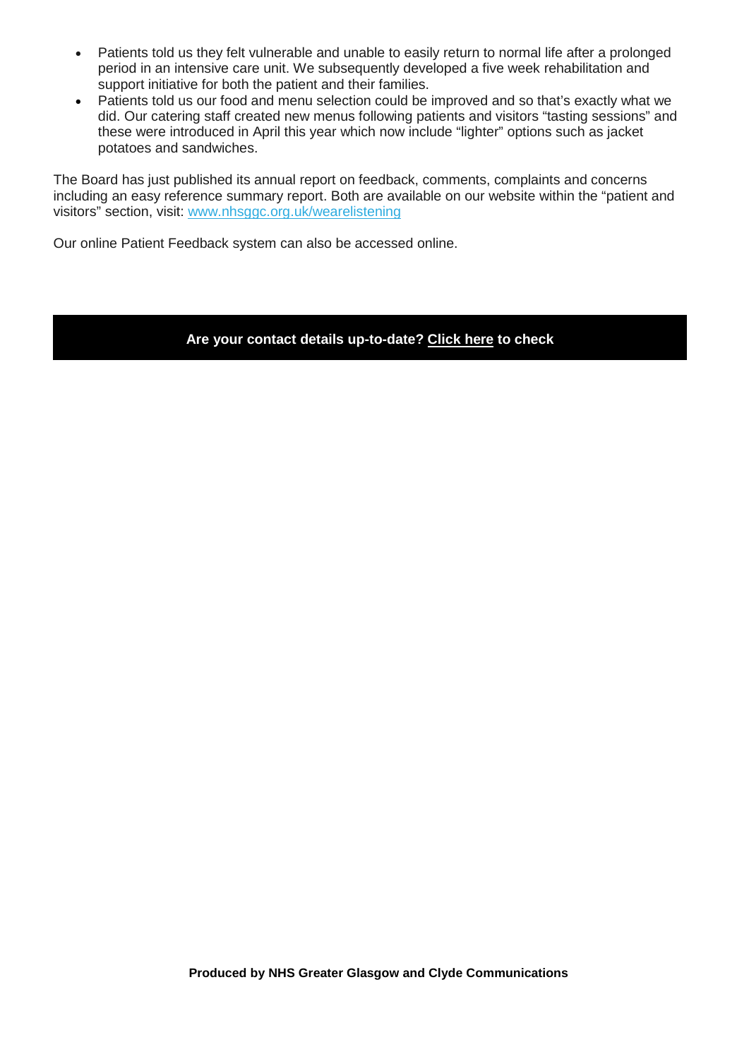- Patients told us they felt vulnerable and unable to easily return to normal life after a prolonged period in an intensive care unit. We subsequently developed a five week rehabilitation and support initiative for both the patient and their families.
- Patients told us our food and menu selection could be improved and so that's exactly what we did. Our catering staff created new menus following patients and visitors "tasting sessions" and these were introduced in April this year which now include "lighter" options such as jacket potatoes and sandwiches.

The Board has just published its annual report on feedback, comments, complaints and concerns including an easy reference summary report. Both are available on our website within the "patient and visitors" section, visit: [www.nhsggc.org.uk/wearelistening](http://www.nhsggc.org.uk/wearelistening)

Our online Patient Feedback system can also be accessed online.

**Are your contact details up-to-date? Click here to check**

**Produced by NHS Greater Glasgow and Clyde Communications**